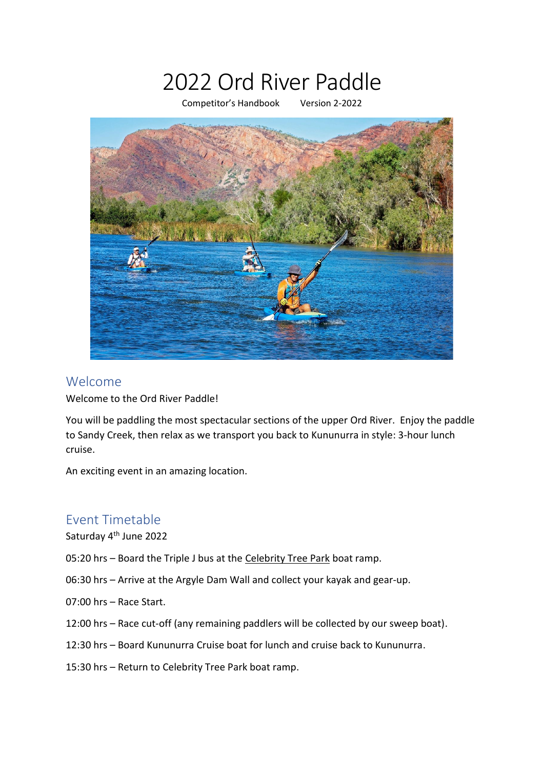# 2022 Ord River Paddle

Competitor's Handbook      Version 2-2022

## Welcome

Welcome to the Ord River Paddle!

You will be paddling the most spectacular sections of the upper Ord River. Enjoy the paddle to Sandy Creek, then relax as we transport you back to Kununurra in style: 3-hour lunch cruise.

An exciting event in an amazing location.

## Event Timetable

Saturday 4th June 2022

05:20 hrs – Board the Triple J bus at the Celebrity Tree Park boat ramp.

06:30 hrs – Arrive at the Argyle Dam Wall and collect your kayak and gear-up.

07:00 hrs – Race Start.

12:00 hrs – Race cut-off (any remaining paddlers will be collected by our sweep boat).

12:30 hrs – Board Kununurra Cruise boat for lunch and cruise back to Kununurra.

15:30 hrs – Return to Celebrity Tree Park boat ramp.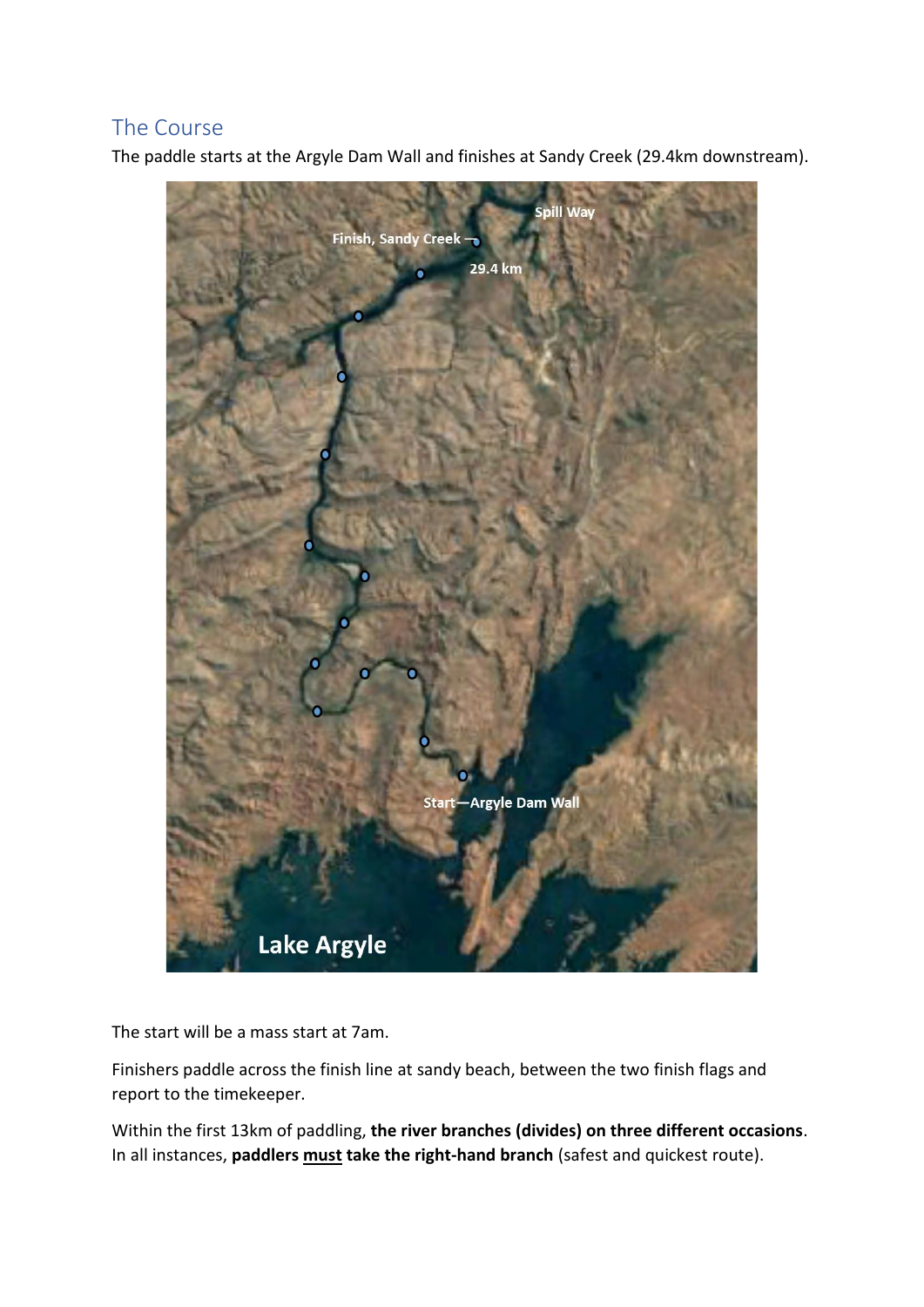## The Course

The paddle starts at the Argyle Dam Wall and finishes at Sandy Creek (29.4km downstream).

The start will be a mass start at 7am.

Finishers paddle across the finish line at sandy beach, between the two finish flags and report to the timekeeper.

Within the first 13km of paddling, **the river branches (divides) on three different occasions**. In all instances, **paddlers <u>must</u> take the right-hand branch** (safest and quickest route).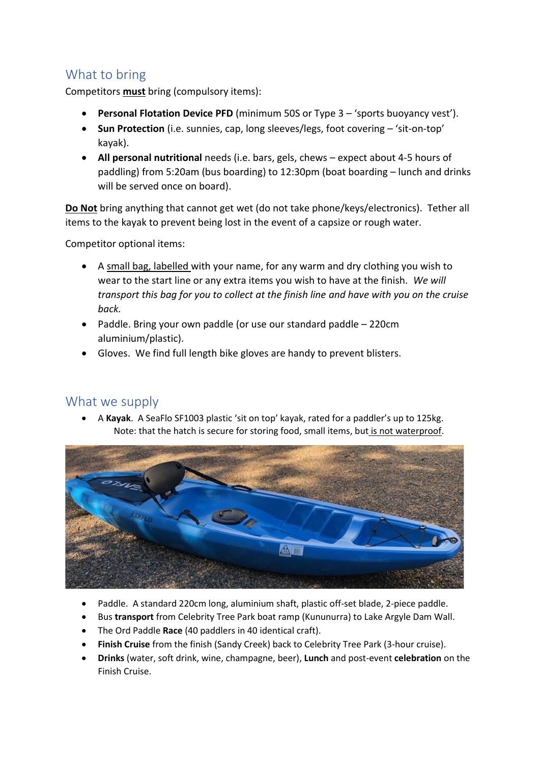## What to bring

Competitors **must** bring (compulsory items):

- **Personal Flotation Device PFD** (minimum 50S or Type 3 – 'sports buoyancy vest').
- **Sun Protection** (i.e. sunnies, cap, long sleeves/legs, foot covering – 'sit-on-top' kayak).
- **All personal nutritional** needs (i.e. bars, gels, chews – expect about 4-5 hours of paddling) from 5:20am (bus boarding) to 12:30pm (boat boarding – lunch and drinks will be served once on board).

**Do Not** bring anything that cannot get wet (do not take phone/keys/electronics). Tether all items to the kayak to prevent being lost in the event of a capsize or rough water.

Competitor optional items:

- A small bag, labelled with your name, for any warm and dry clothing you wish to wear to the start line or any extra items you wish to have at the finish. *We will transport this bag for you to collect at the finish line and have with you on the cruise back.*
- Paddle. Bring your own paddle (or use our standard paddle – 220cm aluminium/plastic).
- Gloves. We find full length bike gloves are handy to prevent blisters.

## What we supply

- A **Kayak**. A SeaFlo SF1003 plastic 'sit on top' kayak, rated for a paddler's up to 125kg.
  Note: that the hatch is secure for storing food, small items, but is not waterproof.
- Paddle. A standard 220cm long, aluminium shaft, plastic off-set blade, 2-piece paddle.
- Bus **transport** from Celebrity Tree Park boat ramp (Kununurra) to Lake Argyle Dam Wall.
- The Ord Paddle **Race** (40 paddlers in 40 identical craft).
- **Finish Cruise** from the finish (Sandy Creek) back to Celebrity Tree Park (3-hour cruise).
- **Drinks** (water, soft drink, wine, champagne, beer), **Lunch** and post-event **celebration** on the Finish Cruise.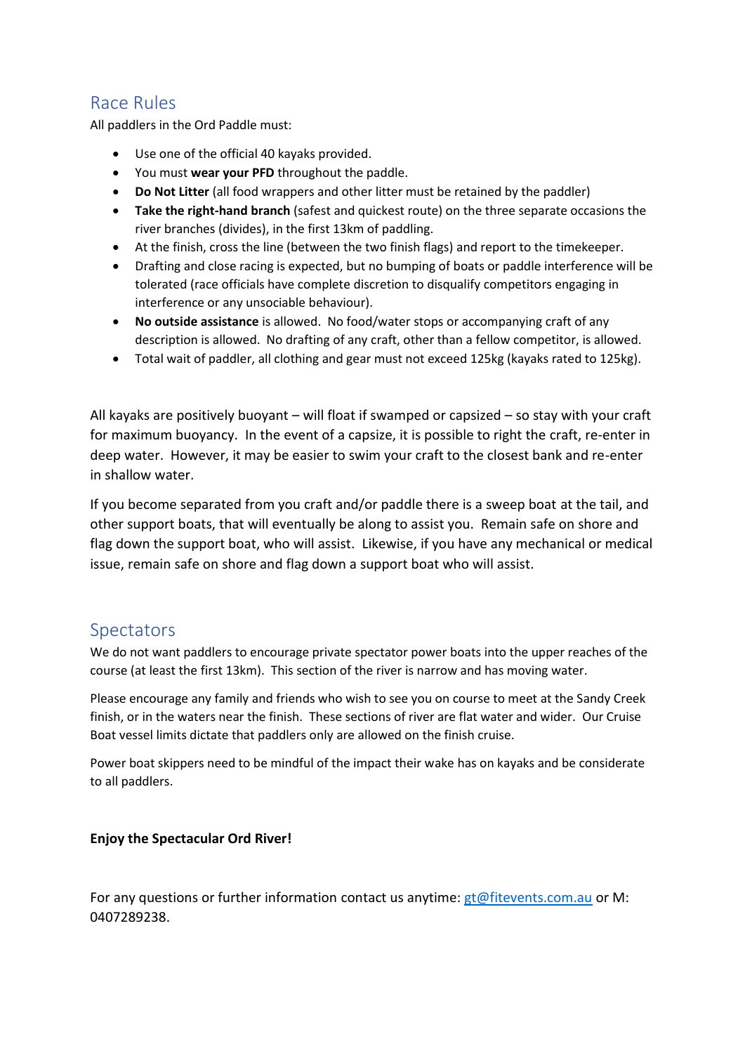## Race Rules

All paddlers in the Ord Paddle must:

- Use one of the official 40 kayaks provided.
- You must **wear your PFD** throughout the paddle.
- **Do Not Litter** (all food wrappers and other litter must be retained by the paddler)
- **Take the right-hand branch** (safest and quickest route) on the three separate occasions the river branches (divides), in the first 13km of paddling.
- At the finish, cross the line (between the two finish flags) and report to the timekeeper.
- Drafting and close racing is expected, but no bumping of boats or paddle interference will be tolerated (race officials have complete discretion to disqualify competitors engaging in interference or any unsociable behaviour).
- **No outside assistance** is allowed. No food/water stops or accompanying craft of any description is allowed. No drafting of any craft, other than a fellow competitor, is allowed.
- Total wait of paddler, all clothing and gear must not exceed 125kg (kayaks rated to 125kg).

All kayaks are positively buoyant – will float if swamped or capsized – so stay with your craft for maximum buoyancy. In the event of a capsize, it is possible to right the craft, re-enter in deep water. However, it may be easier to swim your craft to the closest bank and re-enter in shallow water.

If you become separated from you craft and/or paddle there is a sweep boat at the tail, and other support boats, that will eventually be along to assist you. Remain safe on shore and flag down the support boat, who will assist. Likewise, if you have any mechanical or medical issue, remain safe on shore and flag down a support boat who will assist.

## Spectators

We do not want paddlers to encourage private spectator power boats into the upper reaches of the course (at least the first 13km). This section of the river is narrow and has moving water.

Please encourage any family and friends who wish to see you on course to meet at the Sandy Creek finish, or in the waters near the finish. These sections of river are flat water and wider. Our Cruise Boat vessel limits dictate that paddlers only are allowed on the finish cruise.

Power boat skippers need to be mindful of the impact their wake has on kayaks and be considerate to all paddlers.

**Enjoy the Spectacular Ord River!**

For any questions or further information contact us anytime: gt@fitevents.com.au or M: 0407289238.